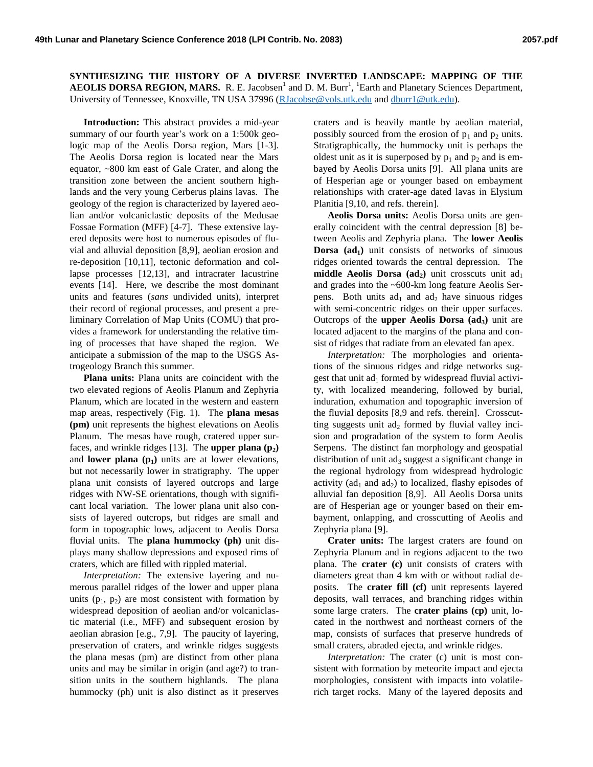# SYNTHESIZING THE HISTORY OF A DIVERSE INVERTED LANDSCAPE: MAPPING OF THE AEOLIS DORSA REGION, MARS.

R. E. Jacobsen[1] and D. M. Burr[1], [1]Earth and Planetary Sciences Department, University of Tennessee, Knoxville, TN USA 37996 (RJacobse@vols.utk.edu and dburr1@utk.edu).

**Introduction:** This abstract provides a mid-year summary of our fourth year's work on a 1:500k geologic map of the Aeolis Dorsa region, Mars [1-3]. The Aeolis Dorsa region is located near the Mars equator, ~800 km east of Gale Crater, and along the transition zone between the ancient southern highlands and the very young Cerberus plains lavas. The geology of the region is characterized by layered aeolian and/or volcaniclastic deposits of the Medusae Fossae Formation (MFF) [4-7]. These extensive layered deposits were host to numerous episodes of fluvial and alluvial deposition [8,9], aeolian erosion and re-deposition [10,11], tectonic deformation and collapse processes [12,13], and intracrater lacustrine events [14]. Here, we describe the most dominant units and features (*sans* undivided units), interpret their record of regional processes, and present a preliminary Correlation of Map Units (COMU) that provides a framework for understanding the relative timing of processes that have shaped the region. We anticipate a submission of the map to the USGS Astrogeology Branch this summer.

**Plana units:** Plana units are coincident with the two elevated regions of Aeolis Planum and Zephyria Planum, which are located in the western and eastern map areas, respectively (Fig. 1). The **plana mesas (pm)** unit represents the highest elevations on Aeolis Planum. The mesas have rough, cratered upper surfaces, and wrinkle ridges [13]. The **upper plana ($p_2$)** and **lower plana ($p_1$)** units are at lower elevations, but not necessarily lower in stratigraphy. The upper plana unit consists of layered outcrops and large ridges with NW-SE orientations, though with significant local variation. The lower plana unit also consists of layered outcrops, but ridges are small and form in topographic lows, adjacent to Aeolis Dorsa fluvial units. The **plana hummocky (ph)** unit displays many shallow depressions and exposed rims of craters, which are filled with rippled material.

*Interpretation:* The extensive layering and numerous parallel ridges of the lower and upper plana units ($p_1$, $p_2$) are most consistent with formation by widespread deposition of aeolian and/or volcaniclastic material (i.e., MFF) and subsequent erosion by aeolian abrasion [e.g., 7,9]. The paucity of layering, preservation of craters, and wrinkle ridges suggests the plana mesas (pm) are distinct from other plana units and may be similar in origin (and age?) to transition units in the southern highlands. The plana hummocky (ph) unit is also distinct as it preserves craters and is heavily mantle by aeolian material, possibly sourced from the erosion of $p_1$ and $p_2$ units. Stratigraphically, the hummocky unit is perhaps the oldest unit as it is superposed by $p_1$ and $p_2$ and is embayed by Aeolis Dorsa units [9]. All plana units are of Hesperian age or younger based on embayment relationships with crater-age dated lavas in Elysium Planitia [9,10, and refs. therein].

**Aeolis Dorsa units:** Aeolis Dorsa units are generally coincident with the central depression [8] between Aeolis and Zephyria plana. The **lower Aeolis Dorsa ($ad_1$)** unit consists of networks of sinuous ridges oriented towards the central depression. The **middle Aeolis Dorsa ($ad_2$)** unit crosscuts unit $ad_1$ and grades into the ~600-km long feature Aeolis Serpens. Both units $ad_1$ and $ad_2$ have sinuous ridges with semi-concentric ridges on their upper surfaces. Outcrops of the **upper Aeolis Dorsa ($ad_3$)** unit are located adjacent to the margins of the plana and consist of ridges that radiate from an elevated fan apex.

*Interpretation:* The morphologies and orientations of the sinuous ridges and ridge networks suggest that unit $ad_1$ formed by widespread fluvial activity, with localized meandering, followed by burial, induration, exhumation and topographic inversion of the fluvial deposits [8,9 and refs. therein]. Crosscutting suggests unit $ad_2$ formed by fluvial valley incision and progradation of the system to form Aeolis Serpens. The distinct fan morphology and geospatial distribution of unit $ad_3$ suggest a significant change in the regional hydrology from widespread hydrologic activity ($ad_1$ and $ad_2$) to localized, flashy episodes of alluvial fan deposition [8,9]. All Aeolis Dorsa units are of Hesperian age or younger based on their embayment, onlapping, and crosscutting of Aeolis and Zephyria plana [9].

**Crater units:** The largest craters are found on Zephyria Planum and in regions adjacent to the two plana. The **crater (c)** unit consists of craters with diameters great than 4 km with or without radial deposits. The **crater fill (cf)** unit represents layered deposits, wall terraces, and branching ridges within some large craters. The **crater plains (cp)** unit, located in the northwest and northeast corners of the map, consists of surfaces that preserve hundreds of small craters, abraded ejecta, and wrinkle ridges.

*Interpretation:* The crater (c) unit is most consistent with formation by meteorite impact and ejecta morphologies, consistent with impacts into volatile-rich target rocks. Many of the layered deposits and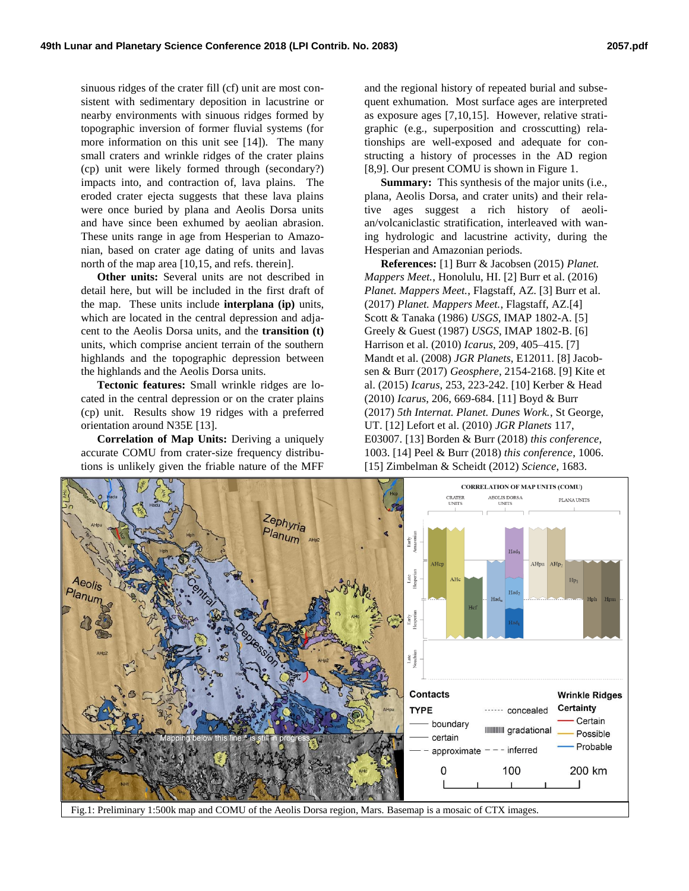sinuous ridges of the crater fill (cf) unit are most consistent with sedimentary deposition in lacustrine or nearby environments with sinuous ridges formed by topographic inversion of former fluvial systems (for more information on this unit see [14]). The many small craters and wrinkle ridges of the crater plains (cp) unit were likely formed through (secondary?) impacts into, and contraction of, lava plains. The eroded crater ejecta suggests that these lava plains were once buried by plana and Aeolis Dorsa units and have since been exhumed by aeolian abrasion. These units range in age from Hesperian to Amazonian, based on crater age dating of units and lavas north of the map area [10,15, and refs. therein].

**Other units:** Several units are not described in detail here, but will be included in the first draft of the map. These units include **interplana (ip)** units, which are located in the central depression and adjacent to the Aeolis Dorsa units, and the **transition (t)** units, which comprise ancient terrain of the southern highlands and the topographic depression between the highlands and the Aeolis Dorsa units.

**Tectonic features:** Small wrinkle ridges are located in the central depression or on the crater plains (cp) unit. Results show 19 ridges with a preferred orientation around N35E [13].

**Correlation of Map Units:** Deriving a uniquely accurate COMU from crater-size frequency distributions is unlikely given the friable nature of the MFF and the regional history of repeated burial and subsequent exhumation. Most surface ages are interpreted as exposure ages [7,10,15]. However, relative stratigraphic (e.g., superposition and crosscutting) relationships are well-exposed and adequate for constructing a history of processes in the AD region [8,9]. Our present COMU is shown in Figure 1.

**Summary:** This synthesis of the major units (i.e., plana, Aeolis Dorsa, and crater units) and their relative ages suggest a rich history of aeolian/volcaniclastic stratification, interleaved with waning hydrologic and lacustrine activity, during the Hesperian and Amazonian periods.

**References:** [1] Burr & Jacobsen (2015) *Planet. Mappers Meet.*, Honolulu, HI. [2] Burr et al. (2016) *Planet. Mappers Meet.*, Flagstaff, AZ. [3] Burr et al. (2017) *Planet. Mappers Meet.*, Flagstaff, AZ.[4] Scott & Tanaka (1986) *USGS*, IMAP 1802-A. [5] Greely & Guest (1987) *USGS*, IMAP 1802-B. [6] Harrison et al. (2010) *Icarus*, 209, 405–415. [7] Mandt et al. (2008) *JGR Planets*, E12011. [8] Jacobsen & Burr (2017) *Geosphere*, 2154-2168. [9] Kite et al. (2015) *Icarus*, 253, 223-242. [10] Kerber & Head (2010) *Icarus*, 206, 669-684. [11] Boyd & Burr (2017) *5th Internat. Planet. Dunes Work.*, St George, UT. [12] Lefort et al. (2010) *JGR Planets* 117, E03007. [13] Borden & Burr (2018) *this conference*, 1003. [14] Peel & Burr (2018) *this conference*, 1006. [15] Zimbelman & Scheidt (2012) *Science*, 1683.

Fig.1: Preliminary 1:500k map and COMU of the Aeolis Dorsa region, Mars. Basemap is a mosaic of CTX images.